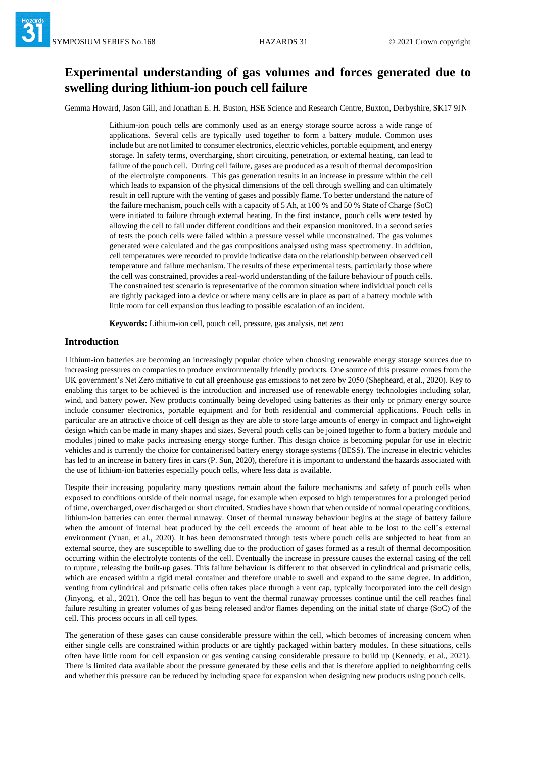# Experimental understanding of gas volumes and forces generated due to swelling during lithium-ion pouch cell failure

Gemma Howard, Jason Gill, and Jonathan E. H. Buston, HSE Science and Research Centre, Buxton, Derbyshire, SK17 9JN

Lithium-ion pouch cells are commonly used as an energy storage source across a wide range of applications. Several cells are typically used together to form a battery module. Common uses include but are not limited to consumer electronics, electric vehicles, portable equipment, and energy storage. In safety terms, overcharging, short circuiting, penetration, or external heating, can lead to failure of the pouch cell. During cell failure, gases are produced as a result of thermal decomposition of the electrolyte components. This gas generation results in an increase in pressure within the cell which leads to expansion of the physical dimensions of the cell through swelling and can ultimately result in cell rupture with the venting of gases and possibly flame. To better understand the nature of the failure mechanism, pouch cells with a capacity of 5 Ah, at 100 % and 50 % State of Charge (SoC) were initiated to failure through external heating. In the first instance, pouch cells were tested by allowing the cell to fail under different conditions and their expansion monitored. In a second series of tests the pouch cells were failed within a pressure vessel while unconstrained. The gas volumes generated were calculated and the gas compositions analysed using mass spectrometry. In addition, cell temperatures were recorded to provide indicative data on the relationship between observed cell temperature and failure mechanism. The results of these experimental tests, particularly those where the cell was constrained, provides a real-world understanding of the failure behaviour of pouch cells. The constrained test scenario is representative of the common situation where individual pouch cells are tightly packaged into a device or where many cells are in place as part of a battery module with little room for cell expansion thus leading to possible escalation of an incident.

**Keywords:** Lithium-ion cell, pouch cell, pressure, gas analysis, net zero

## Introduction

Lithium-ion batteries are becoming an increasingly popular choice when choosing renewable energy storage sources due to increasing pressures on companies to produce environmentally friendly products. One source of this pressure comes from the UK government's Net Zero initiative to cut all greenhouse gas emissions to net zero by 2050 (Shepheard, et al., 2020). Key to enabling this target to be achieved is the introduction and increased use of renewable energy technologies including solar, wind, and battery power. New products continually being developed using batteries as their only or primary energy source include consumer electronics, portable equipment and for both residential and commercial applications. Pouch cells in particular are an attractive choice of cell design as they are able to store large amounts of energy in compact and lightweight design which can be made in many shapes and sizes. Several pouch cells can be joined together to form a battery module and modules joined to make packs increasing energy storge further. This design choice is becoming popular for use in electric vehicles and is currently the choice for containerised battery energy storage systems (BESS). The increase in electric vehicles has led to an increase in battery fires in cars (P. Sun, 2020), therefore it is important to understand the hazards associated with the use of lithium-ion batteries especially pouch cells, where less data is available.

Despite their increasing popularity many questions remain about the failure mechanisms and safety of pouch cells when exposed to conditions outside of their normal usage, for example when exposed to high temperatures for a prolonged period of time, overcharged, over discharged or short circuited. Studies have shown that when outside of normal operating conditions, lithium-ion batteries can enter thermal runaway. Onset of thermal runaway behaviour begins at the stage of battery failure when the amount of internal heat produced by the cell exceeds the amount of heat able to be lost to the cell's external environment (Yuan, et al., 2020). It has been demonstrated through tests where pouch cells are subjected to heat from an external source, they are susceptible to swelling due to the production of gases formed as a result of thermal decomposition occurring within the electrolyte contents of the cell. Eventually the increase in pressure causes the external casing of the cell to rupture, releasing the built-up gases. This failure behaviour is different to that observed in cylindrical and prismatic cells, which are encased within a rigid metal container and therefore unable to swell and expand to the same degree. In addition, venting from cylindrical and prismatic cells often takes place through a vent cap, typically incorporated into the cell design (Jinyong, et al., 2021). Once the cell has begun to vent the thermal runaway processes continue until the cell reaches final failure resulting in greater volumes of gas being released and/or flames depending on the initial state of charge (SoC) of the cell. This process occurs in all cell types.

The generation of these gases can cause considerable pressure within the cell, which becomes of increasing concern when either single cells are constrained within products or are tightly packaged within battery modules. In these situations, cells often have little room for cell expansion or gas venting causing considerable pressure to build up (Kennedy, et al., 2021). There is limited data available about the pressure generated by these cells and that is therefore applied to neighbouring cells and whether this pressure can be reduced by including space for expansion when designing new products using pouch cells.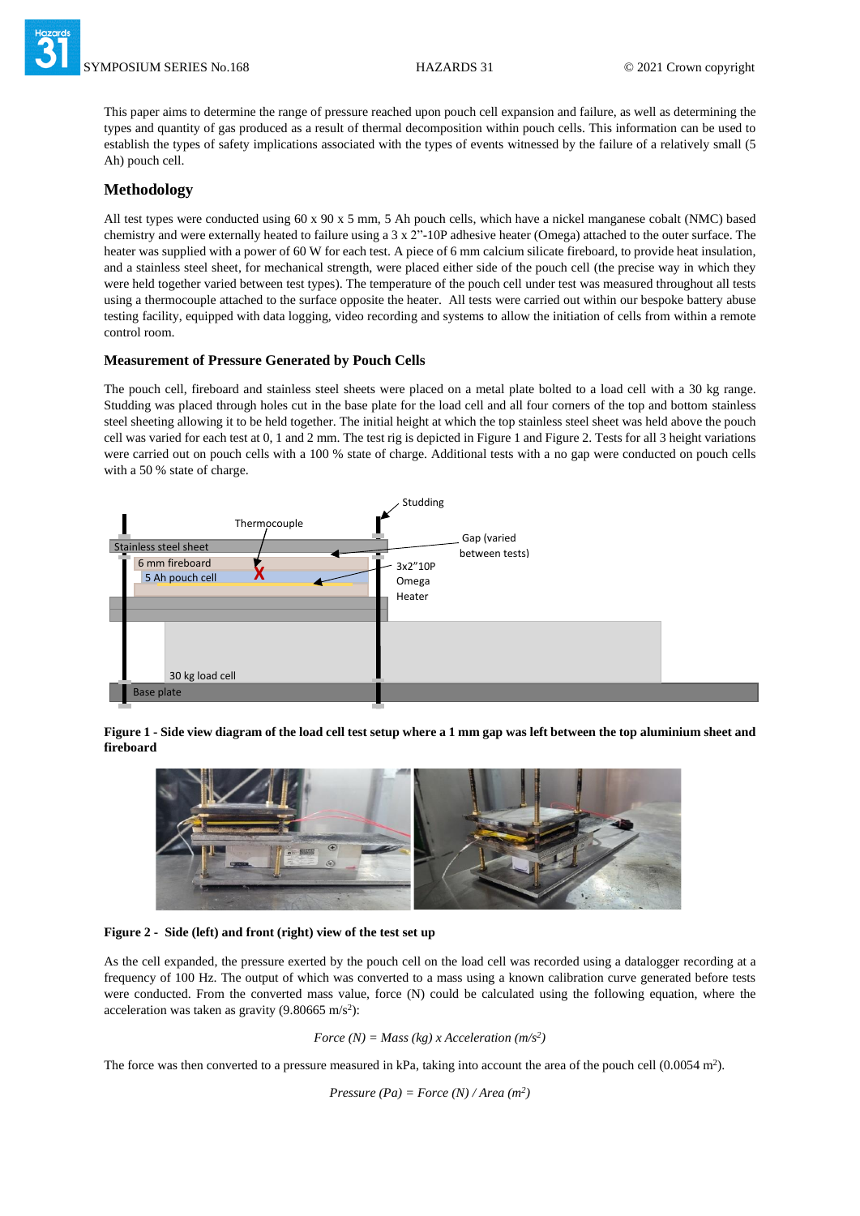This paper aims to determine the range of pressure reached upon pouch cell expansion and failure, as well as determining the types and quantity of gas produced as a result of thermal decomposition within pouch cells. This information can be used to establish the types of safety implications associated with the types of events witnessed by the failure of a relatively small (5 Ah) pouch cell.

## Methodology

All test types were conducted using 60 x 90 x 5 mm, 5 Ah pouch cells, which have a nickel manganese cobalt (NMC) based chemistry and were externally heated to failure using a 3 x 2”-10P adhesive heater (Omega) attached to the outer surface. The heater was supplied with a power of 60 W for each test. A piece of 6 mm calcium silicate fireboard, to provide heat insulation, and a stainless steel sheet, for mechanical strength, were placed either side of the pouch cell (the precise way in which they were held together varied between test types). The temperature of the pouch cell under test was measured throughout all tests using a thermocouple attached to the surface opposite the heater. All tests were carried out within our bespoke battery abuse testing facility, equipped with data logging, video recording and systems to allow the initiation of cells from within a remote control room.

### Measurement of Pressure Generated by Pouch Cells

The pouch cell, fireboard and stainless steel sheets were placed on a metal plate bolted to a load cell with a 30 kg range. Studding was placed through holes cut in the base plate for the load cell and all four corners of the top and bottom stainless steel sheeting allowing it to be held together. The initial height at which the top stainless steel sheet was held above the pouch cell was varied for each test at 0, 1 and 2 mm. The test rig is depicted in Figure 1 and Figure 2. Tests for all 3 height variations were carried out on pouch cells with a 100 % state of charge. Additional tests with a no gap were conducted on pouch cells with a 50 % state of charge.

**Figure 1 - Side view diagram of the load cell test setup where a 1 mm gap was left between the top aluminium sheet and fireboard**

**Figure 2 - Side (left) and front (right) view of the test set up**

As the cell expanded, the pressure exerted by the pouch cell on the load cell was recorded using a datalogger recording at a frequency of 100 Hz. The output of which was converted to a mass using a known calibration curve generated before tests were conducted. From the converted mass value, force (N) could be calculated using the following equation, where the acceleration was taken as gravity (9.80665 $m/s^2$):

$$Force\ (N) = Mass\ (kg) \times Acceleration\ (m/s^2)$$

The force was then converted to a pressure measured in kPa, taking into account the area of the pouch cell (0.0054 $m^2$).

$$Pressure\ (Pa) = Force\ (N) / Area\ (m^2)$$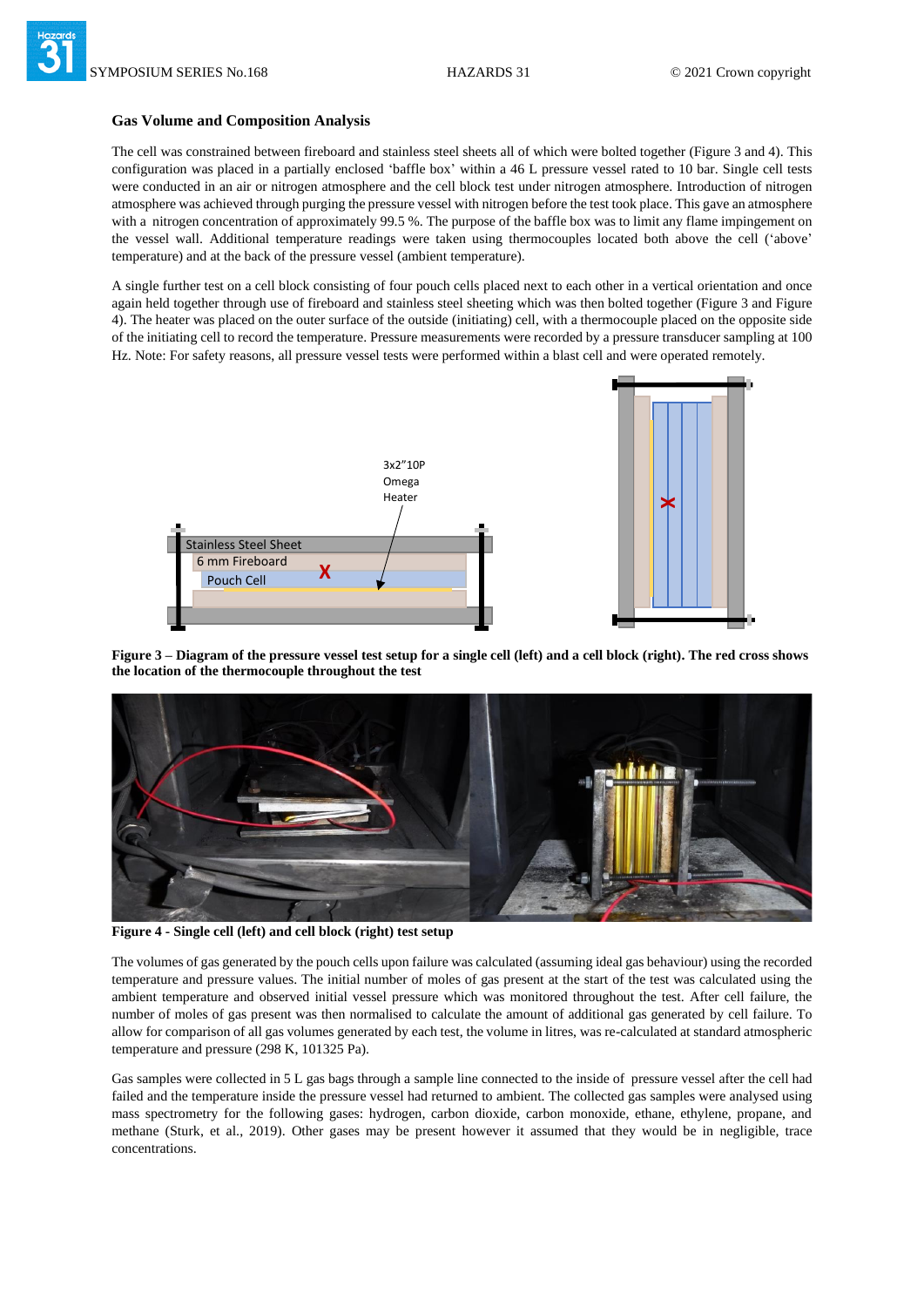## Gas Volume and Composition Analysis

The cell was constrained between fireboard and stainless steel sheets all of which were bolted together (Figure 3 and 4). This configuration was placed in a partially enclosed 'baffle box' within a 46 L pressure vessel rated to 10 bar. Single cell tests were conducted in an air or nitrogen atmosphere and the cell block test under nitrogen atmosphere. Introduction of nitrogen atmosphere was achieved through purging the pressure vessel with nitrogen before the test took place. This gave an atmosphere with a nitrogen concentration of approximately 99.5 %. The purpose of the baffle box was to limit any flame impingement on the vessel wall. Additional temperature readings were taken using thermocouples located both above the cell ('above' temperature) and at the back of the pressure vessel (ambient temperature).

A single further test on a cell block consisting of four pouch cells placed next to each other in a vertical orientation and once again held together through use of fireboard and stainless steel sheeting which was then bolted together (Figure 3 and Figure 4). The heater was placed on the outer surface of the outside (initiating) cell, with a thermocouple placed on the opposite side of the initiating cell to record the temperature. Pressure measurements were recorded by a pressure transducer sampling at 100 Hz. Note: For safety reasons, all pressure vessel tests were performed within a blast cell and were operated remotely.

**Figure 3 – Diagram of the pressure vessel test setup for a single cell (left) and a cell block (right). The red cross shows the location of the thermocouple throughout the test**

**Figure 4 - Single cell (left) and cell block (right) test setup**

The volumes of gas generated by the pouch cells upon failure was calculated (assuming ideal gas behaviour) using the recorded temperature and pressure values. The initial number of moles of gas present at the start of the test was calculated using the ambient temperature and observed initial vessel pressure which was monitored throughout the test. After cell failure, the number of moles of gas present was then normalised to calculate the amount of additional gas generated by cell failure. To allow for comparison of all gas volumes generated by each test, the volume in litres, was re-calculated at standard atmospheric temperature and pressure (298 K, 101325 Pa).

Gas samples were collected in 5 L gas bags through a sample line connected to the inside of pressure vessel after the cell had failed and the temperature inside the pressure vessel had returned to ambient. The collected gas samples were analysed using mass spectrometry for the following gases: hydrogen, carbon dioxide, carbon monoxide, ethane, ethylene, propane, and methane (Sturk, et al., 2019). Other gases may be present however it assumed that they would be in negligible, trace concentrations.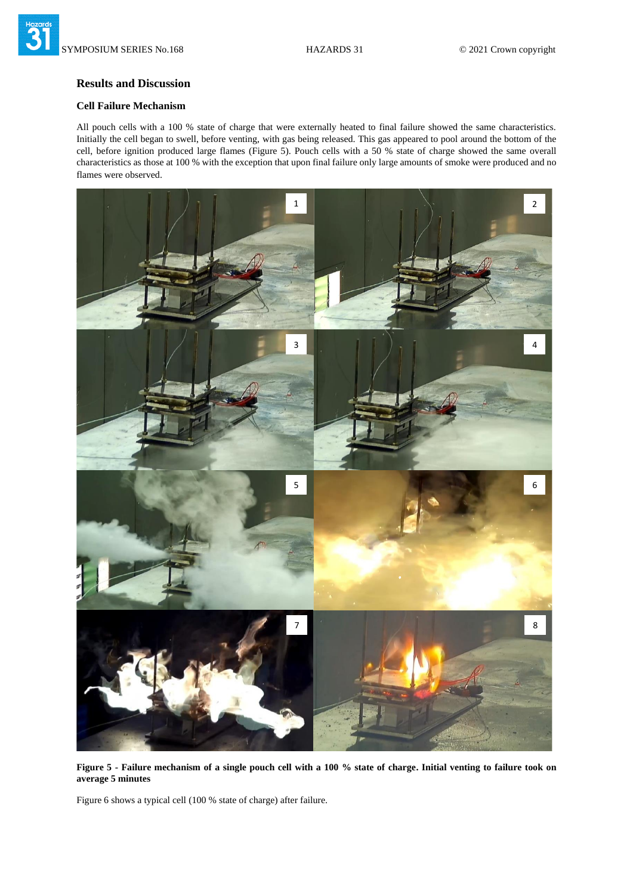## Results and Discussion

### Cell Failure Mechanism

All pouch cells with a 100 % state of charge that were externally heated to final failure showed the same characteristics. Initially the cell began to swell, before venting, with gas being released. This gas appeared to pool around the bottom of the cell, before ignition produced large flames (Figure 5). Pouch cells with a 50 % state of charge showed the same overall characteristics as those at 100 % with the exception that upon final failure only large amounts of smoke were produced and no flames were observed.

**Figure 5 - Failure mechanism of a single pouch cell with a 100 % state of charge. Initial venting to failure took on average 5 minutes**

Figure 6 shows a typical cell (100 % state of charge) after failure.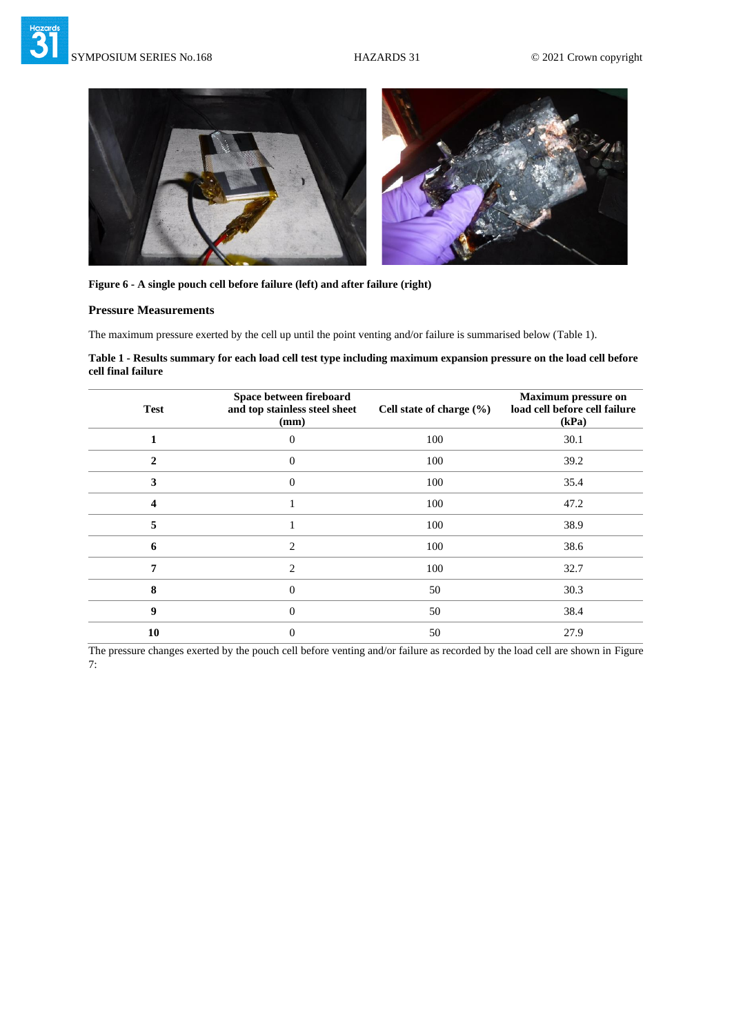**Figure 6 - A single pouch cell before failure (left) and after failure (right)**

### Pressure Measurements

The maximum pressure exerted by the cell up until the point venting and/or failure is summarised below (Table 1).

**Table 1 - Results summary for each load cell test type including maximum expansion pressure on the load cell before cell final failure**

| Test | Space between fireboard and top stainless steel sheet (mm) | Cell state of charge (%) | Maximum pressure on load cell before cell failure (kPa) |
|---|---|---|---|
| **1** | 0 | 100 | 30.1 |
| **2** | 0 | 100 | 39.2 |
| **3** | 0 | 100 | 35.4 |
| **4** | 1 | 100 | 47.2 |
| **5** | 1 | 100 | 38.9 |
| **6** | 2 | 100 | 38.6 |
| **7** | 2 | 100 | 32.7 |
| **8** | 0 | 50 | 30.3 |
| **9** | 0 | 50 | 38.4 |
| **10** | 0 | 50 | 27.9 |

The pressure changes exerted by the pouch cell before venting and/or failure as recorded by the load cell are shown in Figure 7: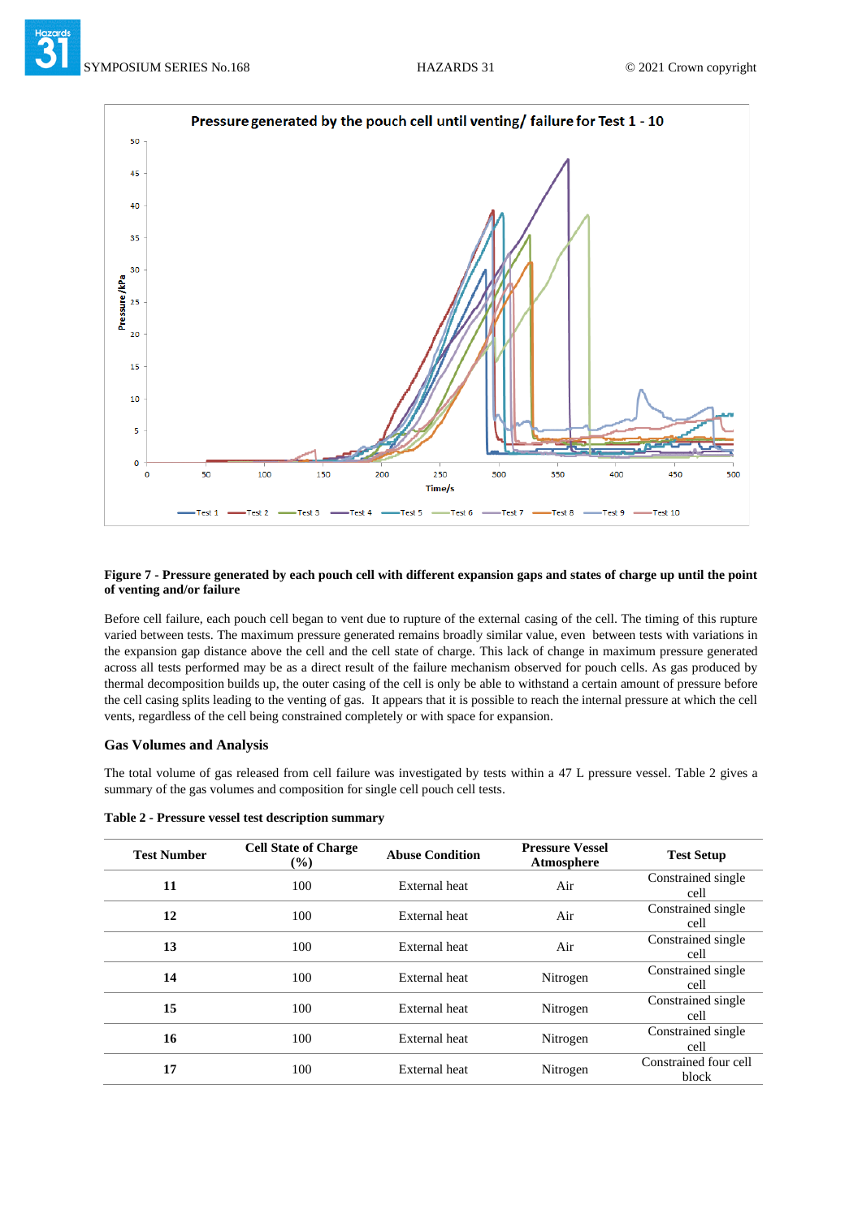**Figure 7 - Pressure generated by each pouch cell with different expansion gaps and states of charge up until the point of venting and/or failure**

Before cell failure, each pouch cell began to vent due to rupture of the external casing of the cell. The timing of this rupture varied between tests. The maximum pressure generated remains broadly similar value, even between tests with variations in the expansion gap distance above the cell and the cell state of charge. This lack of change in maximum pressure generated across all tests performed may be as a direct result of the failure mechanism observed for pouch cells. As gas produced by thermal decomposition builds up, the outer casing of the cell is only be able to withstand a certain amount of pressure before the cell casing splits leading to the venting of gas. It appears that it is possible to reach the internal pressure at which the cell vents, regardless of the cell being constrained completely or with space for expansion.

## Gas Volumes and Analysis

The total volume of gas released from cell failure was investigated by tests within a 47 L pressure vessel. Table 2 gives a summary of the gas volumes and composition for single cell pouch cell tests.

**Table 2 - Pressure vessel test description summary**

| Test Number | Cell State of Charge (%) | Abuse Condition | Pressure Vessel Atmosphere | Test Setup |
|---|---|---|---|---|
| **11** | 100 | External heat | Air | Constrained single cell |
| **12** | 100 | External heat | Air | Constrained single cell |
| **13** | 100 | External heat | Air | Constrained single cell |
| **14** | 100 | External heat | Nitrogen | Constrained single cell |
| **15** | 100 | External heat | Nitrogen | Constrained single cell |
| **16** | 100 | External heat | Nitrogen | Constrained single cell |
| **17** | 100 | External heat | Nitrogen | Constrained four cell block |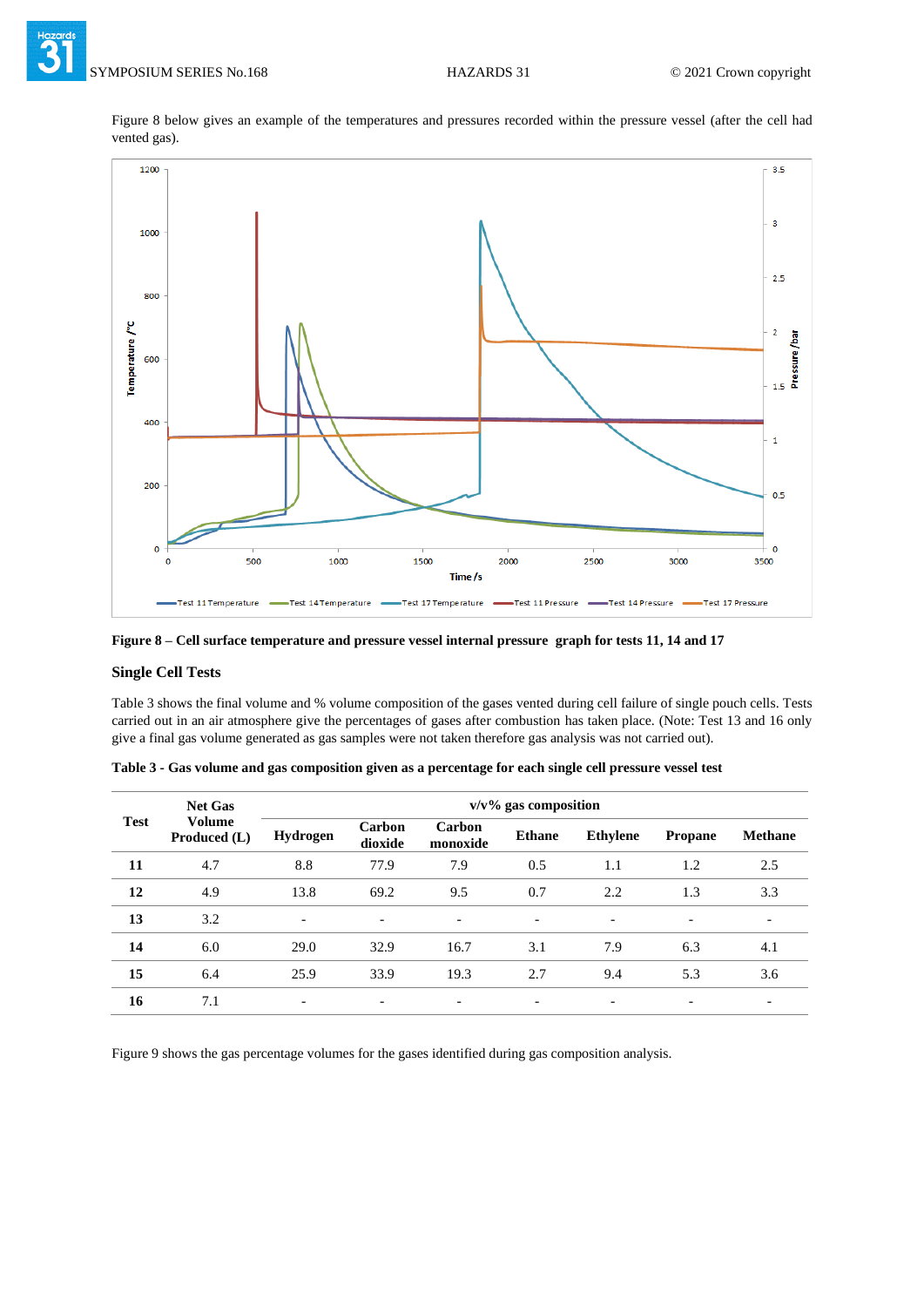Figure 8 below gives an example of the temperatures and pressures recorded within the pressure vessel (after the cell had vented gas).

**Figure 8 – Cell surface temperature and pressure vessel internal pressure graph for tests 11, 14 and 17**

### Single Cell Tests

Table 3 shows the final volume and % volume composition of the gases vented during cell failure of single pouch cells. Tests carried out in an air atmosphere give the percentages of gases after combustion has taken place. (Note: Test 13 and 16 only give a final gas volume generated as gas samples were not taken therefore gas analysis was not carried out).

**Table 3 - Gas volume and gas composition given as a percentage for each single cell pressure vessel test**

| Test | Net Gas Volume Produced (L) | v/v% gas composition | | | | | | |
|---|---|---|---|---|---|---|---|---|
| | | Hydrogen | Carbon dioxide | Carbon monoxide | Ethane | Ethylene | Propane | Methane |
| **11** | 4.7 | 8.8 | 77.9 | 7.9 | 0.5 | 1.1 | 1.2 | 2.5 |
| **12** | 4.9 | 13.8 | 69.2 | 9.5 | 0.7 | 2.2 | 1.3 | 3.3 |
| **13** | 3.2 | - | - | - | - | - | - | - |
| **14** | 6.0 | 29.0 | 32.9 | 16.7 | 3.1 | 7.9 | 6.3 | 4.1 |
| **15** | 6.4 | 25.9 | 33.9 | 19.3 | 2.7 | 9.4 | 5.3 | 3.6 |
| **16** | 7.1 | - | - | - | - | - | - | - |

Figure 9 shows the gas percentage volumes for the gases identified during gas composition analysis.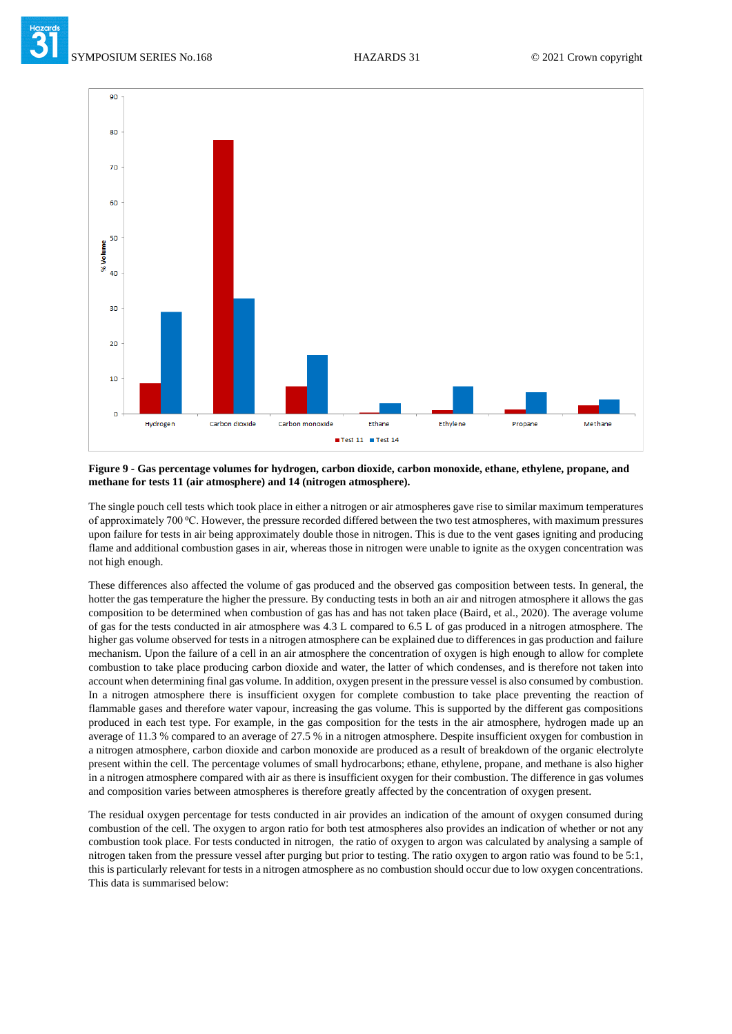**Figure 9 - Gas percentage volumes for hydrogen, carbon dioxide, carbon monoxide, ethane, ethylene, propane, and methane for tests 11 (air atmosphere) and 14 (nitrogen atmosphere).**

The single pouch cell tests which took place in either a nitrogen or air atmospheres gave rise to similar maximum temperatures of approximately 700 ºC. However, the pressure recorded differed between the two test atmospheres, with maximum pressures upon failure for tests in air being approximately double those in nitrogen. This is due to the vent gases igniting and producing flame and additional combustion gases in air, whereas those in nitrogen were unable to ignite as the oxygen concentration was not high enough.

These differences also affected the volume of gas produced and the observed gas composition between tests. In general, the hotter the gas temperature the higher the pressure. By conducting tests in both an air and nitrogen atmosphere it allows the gas composition to be determined when combustion of gas has and has not taken place (Baird, et al., 2020). The average volume of gas for the tests conducted in air atmosphere was 4.3 L compared to 6.5 L of gas produced in a nitrogen atmosphere. The higher gas volume observed for tests in a nitrogen atmosphere can be explained due to differences in gas production and failure mechanism. Upon the failure of a cell in an air atmosphere the concentration of oxygen is high enough to allow for complete combustion to take place producing carbon dioxide and water, the latter of which condenses, and is therefore not taken into account when determining final gas volume. In addition, oxygen present in the pressure vessel is also consumed by combustion. In a nitrogen atmosphere there is insufficient oxygen for complete combustion to take place preventing the reaction of flammable gases and therefore water vapour, increasing the gas volume. This is supported by the different gas compositions produced in each test type. For example, in the gas composition for the tests in the air atmosphere, hydrogen made up an average of 11.3 % compared to an average of 27.5 % in a nitrogen atmosphere. Despite insufficient oxygen for combustion in a nitrogen atmosphere, carbon dioxide and carbon monoxide are produced as a result of breakdown of the organic electrolyte present within the cell. The percentage volumes of small hydrocarbons; ethane, ethylene, propane, and methane is also higher in a nitrogen atmosphere compared with air as there is insufficient oxygen for their combustion. The difference in gas volumes and composition varies between atmospheres is therefore greatly affected by the concentration of oxygen present.

The residual oxygen percentage for tests conducted in air provides an indication of the amount of oxygen consumed during combustion of the cell. The oxygen to argon ratio for both test atmospheres also provides an indication of whether or not any combustion took place. For tests conducted in nitrogen, the ratio of oxygen to argon was calculated by analysing a sample of nitrogen taken from the pressure vessel after purging but prior to testing. The ratio oxygen to argon ratio was found to be 5:1, this is particularly relevant for tests in a nitrogen atmosphere as no combustion should occur due to low oxygen concentrations. This data is summarised below: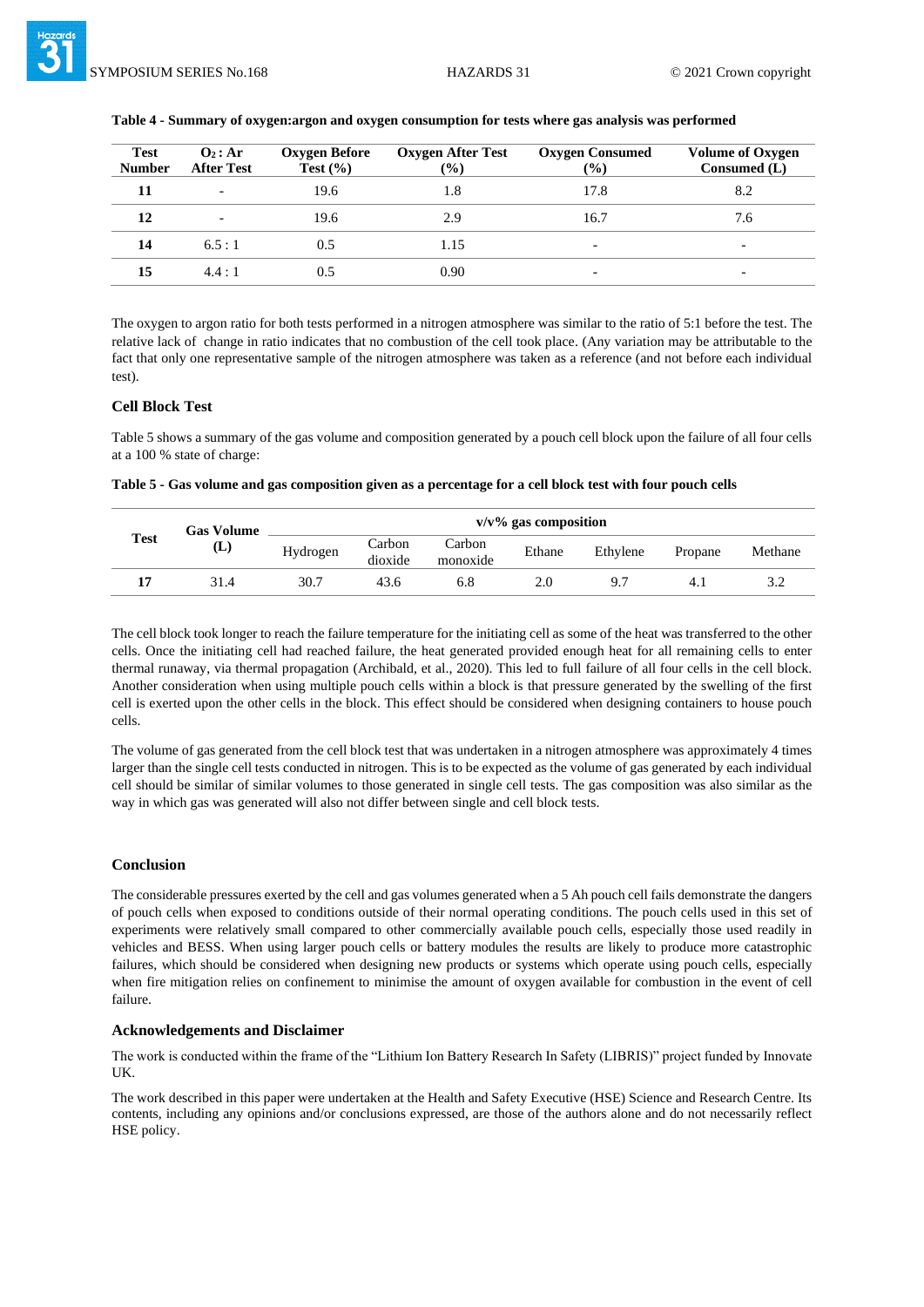**Table 4 - Summary of oxygen:argon and oxygen consumption for tests where gas analysis was performed**

| Test Number | $O_2$ : Ar After Test | Oxygen Before Test (%) | Oxygen After Test (%) | Oxygen Consumed (%) | Volume of Oxygen Consumed (L) |
|---|---|---|---|---|---|
| **11** | - | 19.6 | 1.8 | 17.8 | 8.2 |
| **12** | - | 19.6 | 2.9 | 16.7 | 7.6 |
| **14** | 6.5 : 1 | 0.5 | 1.15 | - | - |
| **15** | 4.4 : 1 | 0.5 | 0.90 | - | - |

The oxygen to argon ratio for both tests performed in a nitrogen atmosphere was similar to the ratio of 5:1 before the test. The relative lack of change in ratio indicates that no combustion of the cell took place. (Any variation may be attributable to the fact that only one representative sample of the nitrogen atmosphere was taken as a reference (and not before each individual test).

### Cell Block Test

Table 5 shows a summary of the gas volume and composition generated by a pouch cell block upon the failure of all four cells at a 100 % state of charge:

**Table 5 - Gas volume and gas composition given as a percentage for a cell block test with four pouch cells**

| Test | Gas Volume (L) | v/v% gas composition | | | | | | |
|---|---|---|---|---|---|---|---|---|
| | | Hydrogen | Carbon dioxide | Carbon monoxide | Ethane | Ethylene | Propane | Methane |
| **17** | 31.4 | 30.7 | 43.6 | 6.8 | 2.0 | 9.7 | 4.1 | 3.2 |

The cell block took longer to reach the failure temperature for the initiating cell as some of the heat was transferred to the other cells. Once the initiating cell had reached failure, the heat generated provided enough heat for all remaining cells to enter thermal runaway, via thermal propagation (Archibald, et al., 2020). This led to full failure of all four cells in the cell block. Another consideration when using multiple pouch cells within a block is that pressure generated by the swelling of the first cell is exerted upon the other cells in the block. This effect should be considered when designing containers to house pouch cells.

The volume of gas generated from the cell block test that was undertaken in a nitrogen atmosphere was approximately 4 times larger than the single cell tests conducted in nitrogen. This is to be expected as the volume of gas generated by each individual cell should be similar of similar volumes to those generated in single cell tests. The gas composition was also similar as the way in which gas was generated will also not differ between single and cell block tests.

### Conclusion

The considerable pressures exerted by the cell and gas volumes generated when a 5 Ah pouch cell fails demonstrate the dangers of pouch cells when exposed to conditions outside of their normal operating conditions. The pouch cells used in this set of experiments were relatively small compared to other commercially available pouch cells, especially those used readily in vehicles and BESS. When using larger pouch cells or battery modules the results are likely to produce more catastrophic failures, which should be considered when designing new products or systems which operate using pouch cells, especially when fire mitigation relies on confinement to minimise the amount of oxygen available for combustion in the event of cell failure.

### Acknowledgements and Disclaimer

The work is conducted within the frame of the "Lithium Ion Battery Research In Safety (LIBRIS)" project funded by Innovate UK.

The work described in this paper were undertaken at the Health and Safety Executive (HSE) Science and Research Centre. Its contents, including any opinions and/or conclusions expressed, are those of the authors alone and do not necessarily reflect HSE policy.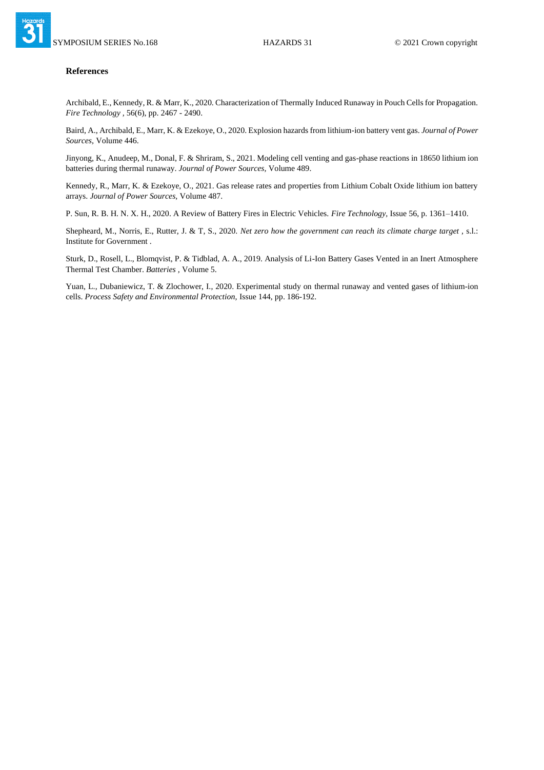## References

Archibald, E., Kennedy, R. & Marr, K., 2020. Characterization of Thermally Induced Runaway in Pouch Cells for Propagation. *Fire Technology* , 56(6), pp. 2467 - 2490.

Baird, A., Archibald, E., Marr, K. & Ezekoye, O., 2020. Explosion hazards from lithium-ion battery vent gas. *Journal of Power Sources,* Volume 446.

Jinyong, K., Anudeep, M., Donal, F. & Shriram, S., 2021. Modeling cell venting and gas-phase reactions in 18650 lithium ion batteries during thermal runaway. *Journal of Power Sources,* Volume 489.

Kennedy, R., Marr, K. & Ezekoye, O., 2021. Gas release rates and properties from Lithium Cobalt Oxide lithium ion battery arrays. *Journal of Power Sources,* Volume 487.

P. Sun, R. B. H. N. X. H., 2020. A Review of Battery Fires in Electric Vehicles. *Fire Technology,* Issue 56, p. 1361–1410.

Shepheard, M., Norris, E., Rutter, J. & T, S., 2020. *Net zero how the government can reach its climate charge target* , s.l.: Institute for Government .

Sturk, D., Rosell, L., Blomqvist, P. & Tidblad, A. A., 2019. Analysis of Li-Ion Battery Gases Vented in an Inert Atmosphere Thermal Test Chamber. *Batteries* , Volume 5.

Yuan, L., Dubaniewicz, T. & Zlochower, I., 2020. Experimental study on thermal runaway and vented gases of lithium-ion cells. *Process Safety and Environmental Protection,* Issue 144, pp. 186-192.